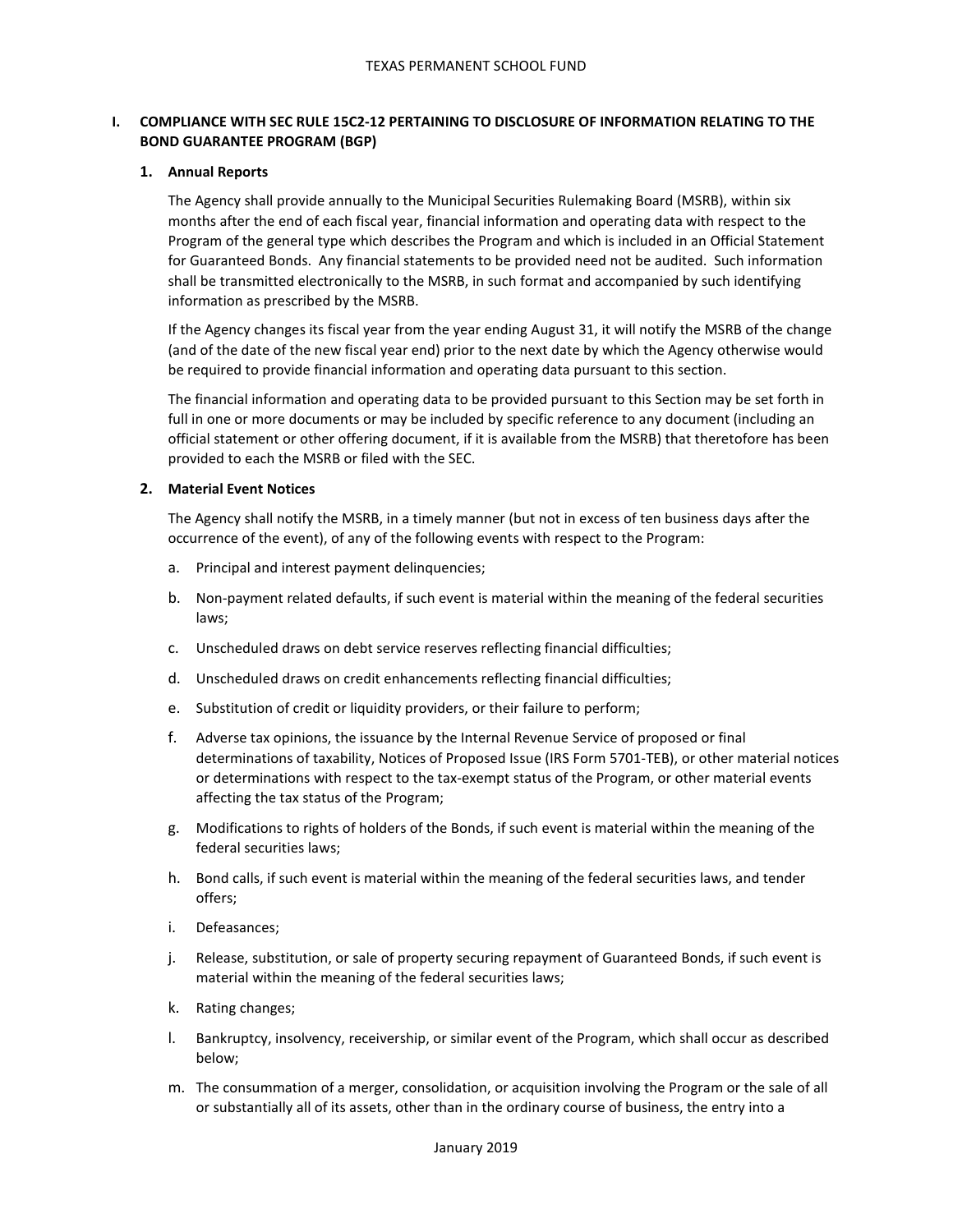# TEXAS PERMANENT SCHOOL FUND

## I. COMPLIANCE WITH SEC RULE 15C2-12 PERTAINING TO DISCLOSURE OF INFORMATION RELATING TO THE BOND GUARANTEE PROGRAM (BGP)

### 1. Annual Reports

The Agency shall provide annually to the Municipal Securities Rulemaking Board (MSRB), within six months after the end of each fiscal year, financial information and operating data with respect to the Program of the general type which describes the Program and which is included in an Official Statement for Guaranteed Bonds. Any financial statements to be provided need not be audited. Such information shall be transmitted electronically to the MSRB, in such format and accompanied by such identifying information as prescribed by the MSRB.

If the Agency changes its fiscal year from the year ending August 31, it will notify the MSRB of the change (and of the date of the new fiscal year end) prior to the next date by which the Agency otherwise would be required to provide financial information and operating data pursuant to this section.

The financial information and operating data to be provided pursuant to this Section may be set forth in full in one or more documents or may be included by specific reference to any document (including an official statement or other offering document, if it is available from the MSRB) that theretofore has been provided to each the MSRB or filed with the SEC.

### 2. Material Event Notices

The Agency shall notify the MSRB, in a timely manner (but not in excess of ten business days after the occurrence of the event), of any of the following events with respect to the Program:

a. Principal and interest payment delinquencies;

b. Non-payment related defaults, if such event is material within the meaning of the federal securities laws;

c. Unscheduled draws on debt service reserves reflecting financial difficulties;

d. Unscheduled draws on credit enhancements reflecting financial difficulties;

e. Substitution of credit or liquidity providers, or their failure to perform;

f. Adverse tax opinions, the issuance by the Internal Revenue Service of proposed or final determinations of taxability, Notices of Proposed Issue (IRS Form 5701-TEB), or other material notices or determinations with respect to the tax-exempt status of the Program, or other material events affecting the tax status of the Program;

g. Modifications to rights of holders of the Bonds, if such event is material within the meaning of the federal securities laws;

h. Bond calls, if such event is material within the meaning of the federal securities laws, and tender offers;

i. Defeasances;

j. Release, substitution, or sale of property securing repayment of Guaranteed Bonds, if such event is material within the meaning of the federal securities laws;

k. Rating changes;

l. Bankruptcy, insolvency, receivership, or similar event of the Program, which shall occur as described below;

m. The consummation of a merger, consolidation, or acquisition involving the Program or the sale of all or substantially all of its assets, other than in the ordinary course of business, the entry into a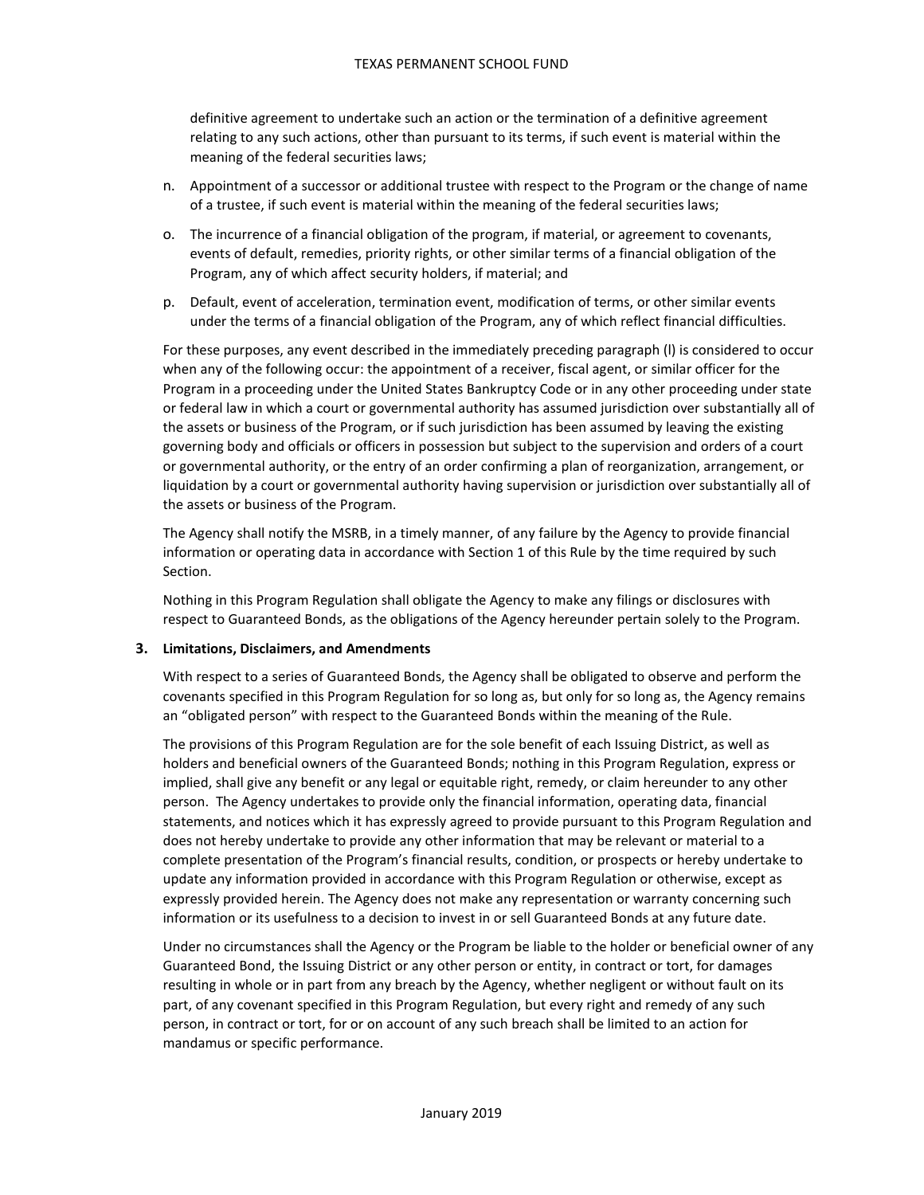definitive agreement to undertake such an action or the termination of a definitive agreement relating to any such actions, other than pursuant to its terms, if such event is material within the meaning of the federal securities laws;

n. Appointment of a successor or additional trustee with respect to the Program or the change of name of a trustee, if such event is material within the meaning of the federal securities laws;

o. The incurrence of a financial obligation of the program, if material, or agreement to covenants, events of default, remedies, priority rights, or other similar terms of a financial obligation of the Program, any of which affect security holders, if material; and

p. Default, event of acceleration, termination event, modification of terms, or other similar events under the terms of a financial obligation of the Program, any of which reflect financial difficulties.

For these purposes, any event described in the immediately preceding paragraph (l) is considered to occur when any of the following occur: the appointment of a receiver, fiscal agent, or similar officer for the Program in a proceeding under the United States Bankruptcy Code or in any other proceeding under state or federal law in which a court or governmental authority has assumed jurisdiction over substantially all of the assets or business of the Program, or if such jurisdiction has been assumed by leaving the existing governing body and officials or officers in possession but subject to the supervision and orders of a court or governmental authority, or the entry of an order confirming a plan of reorganization, arrangement, or liquidation by a court or governmental authority having supervision or jurisdiction over substantially all of the assets or business of the Program.

The Agency shall notify the MSRB, in a timely manner, of any failure by the Agency to provide financial information or operating data in accordance with Section 1 of this Rule by the time required by such Section.

Nothing in this Program Regulation shall obligate the Agency to make any filings or disclosures with respect to Guaranteed Bonds, as the obligations of the Agency hereunder pertain solely to the Program.

**3. Limitations, Disclaimers, and Amendments**

With respect to a series of Guaranteed Bonds, the Agency shall be obligated to observe and perform the covenants specified in this Program Regulation for so long as, but only for so long as, the Agency remains an "obligated person" with respect to the Guaranteed Bonds within the meaning of the Rule.

The provisions of this Program Regulation are for the sole benefit of each Issuing District, as well as holders and beneficial owners of the Guaranteed Bonds; nothing in this Program Regulation, express or implied, shall give any benefit or any legal or equitable right, remedy, or claim hereunder to any other person. The Agency undertakes to provide only the financial information, operating data, financial statements, and notices which it has expressly agreed to provide pursuant to this Program Regulation and does not hereby undertake to provide any other information that may be relevant or material to a complete presentation of the Program's financial results, condition, or prospects or hereby undertake to update any information provided in accordance with this Program Regulation or otherwise, except as expressly provided herein. The Agency does not make any representation or warranty concerning such information or its usefulness to a decision to invest in or sell Guaranteed Bonds at any future date.

Under no circumstances shall the Agency or the Program be liable to the holder or beneficial owner of any Guaranteed Bond, the Issuing District or any other person or entity, in contract or tort, for damages resulting in whole or in part from any breach by the Agency, whether negligent or without fault on its part, of any covenant specified in this Program Regulation, but every right and remedy of any such person, in contract or tort, for or on account of any such breach shall be limited to an action for mandamus or specific performance.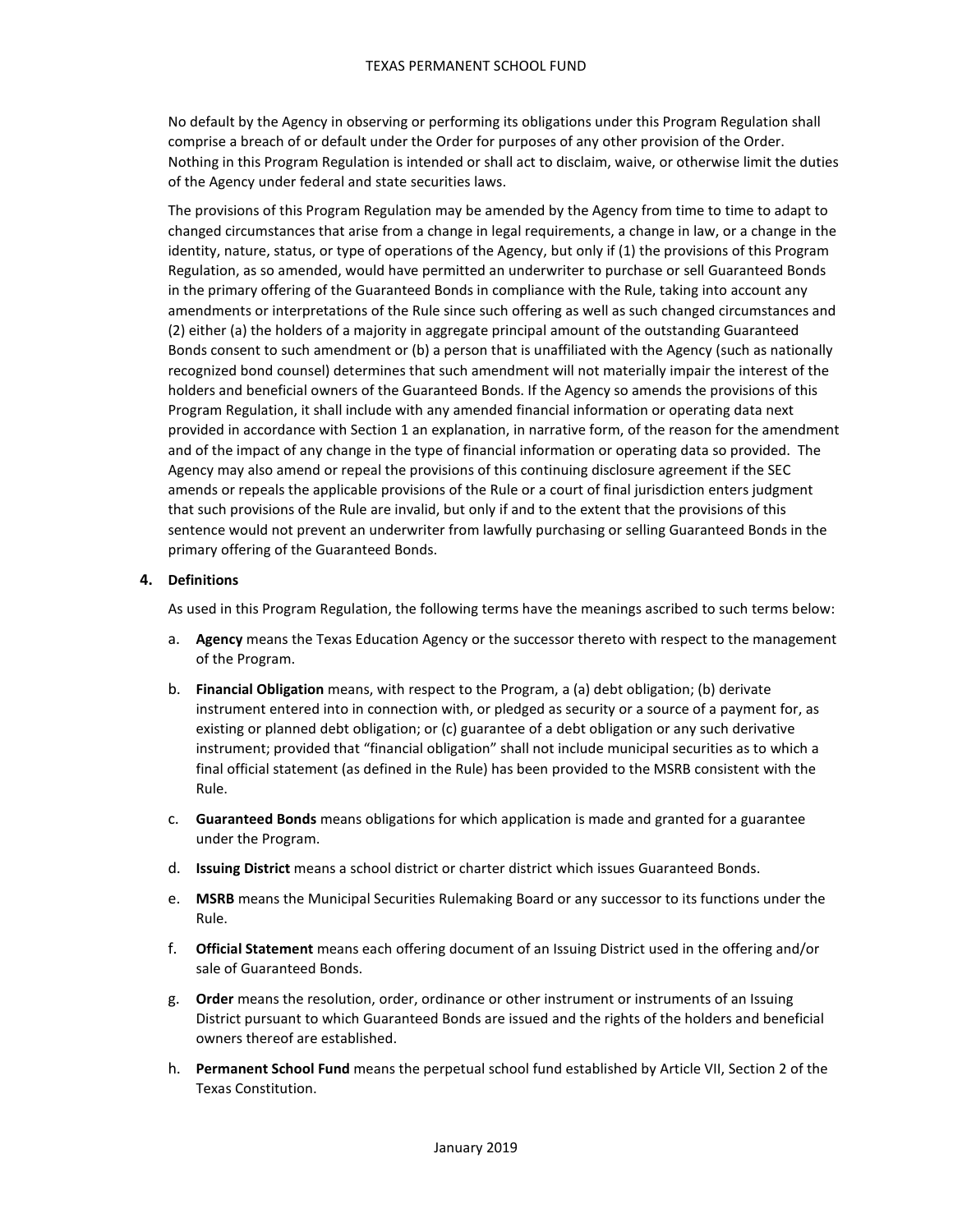No default by the Agency in observing or performing its obligations under this Program Regulation shall comprise a breach of or default under the Order for purposes of any other provision of the Order. Nothing in this Program Regulation is intended or shall act to disclaim, waive, or otherwise limit the duties of the Agency under federal and state securities laws.

The provisions of this Program Regulation may be amended by the Agency from time to time to adapt to changed circumstances that arise from a change in legal requirements, a change in law, or a change in the identity, nature, status, or type of operations of the Agency, but only if (1) the provisions of this Program Regulation, as so amended, would have permitted an underwriter to purchase or sell Guaranteed Bonds in the primary offering of the Guaranteed Bonds in compliance with the Rule, taking into account any amendments or interpretations of the Rule since such offering as well as such changed circumstances and (2) either (a) the holders of a majority in aggregate principal amount of the outstanding Guaranteed Bonds consent to such amendment or (b) a person that is unaffiliated with the Agency (such as nationally recognized bond counsel) determines that such amendment will not materially impair the interest of the holders and beneficial owners of the Guaranteed Bonds. If the Agency so amends the provisions of this Program Regulation, it shall include with any amended financial information or operating data next provided in accordance with Section 1 an explanation, in narrative form, of the reason for the amendment and of the impact of any change in the type of financial information or operating data so provided. The Agency may also amend or repeal the provisions of this continuing disclosure agreement if the SEC amends or repeals the applicable provisions of the Rule or a court of final jurisdiction enters judgment that such provisions of the Rule are invalid, but only if and to the extent that the provisions of this sentence would not prevent an underwriter from lawfully purchasing or selling Guaranteed Bonds in the primary offering of the Guaranteed Bonds.

## 4. Definitions

As used in this Program Regulation, the following terms have the meanings ascribed to such terms below:

a. **Agency** means the Texas Education Agency or the successor thereto with respect to the management of the Program.

b. **Financial Obligation** means, with respect to the Program, a (a) debt obligation; (b) derivate instrument entered into in connection with, or pledged as security or a source of a payment for, as existing or planned debt obligation; or (c) guarantee of a debt obligation or any such derivative instrument; provided that "financial obligation" shall not include municipal securities as to which a final official statement (as defined in the Rule) has been provided to the MSRB consistent with the Rule.

c. **Guaranteed Bonds** means obligations for which application is made and granted for a guarantee under the Program.

d. **Issuing District** means a school district or charter district which issues Guaranteed Bonds.

e. **MSRB** means the Municipal Securities Rulemaking Board or any successor to its functions under the Rule.

f. **Official Statement** means each offering document of an Issuing District used in the offering and/or sale of Guaranteed Bonds.

g. **Order** means the resolution, order, ordinance or other instrument or instruments of an Issuing District pursuant to which Guaranteed Bonds are issued and the rights of the holders and beneficial owners thereof are established.

h. **Permanent School Fund** means the perpetual school fund established by Article VII, Section 2 of the Texas Constitution.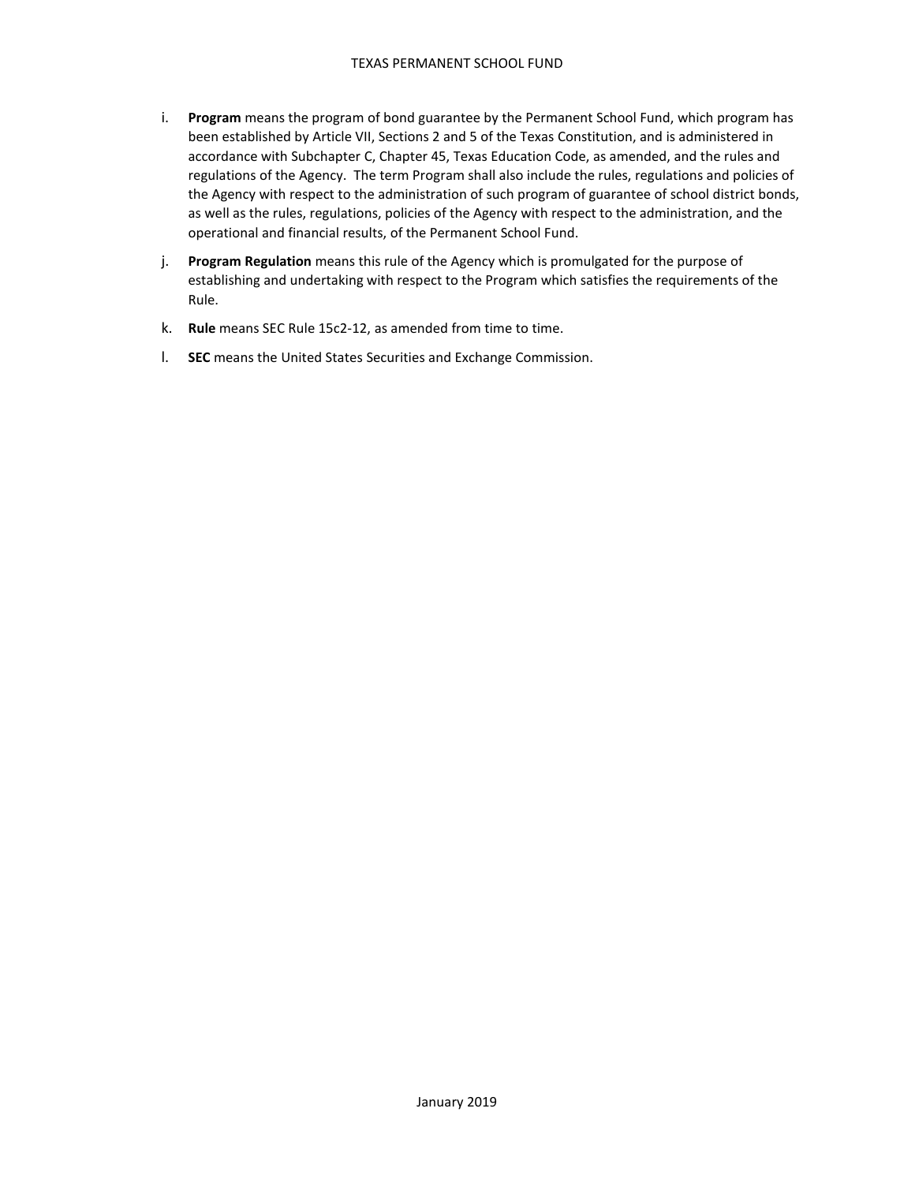i. **Program** means the program of bond guarantee by the Permanent School Fund, which program has been established by Article VII, Sections 2 and 5 of the Texas Constitution, and is administered in accordance with Subchapter C, Chapter 45, Texas Education Code, as amended, and the rules and regulations of the Agency. The term Program shall also include the rules, regulations and policies of the Agency with respect to the administration of such program of guarantee of school district bonds, as well as the rules, regulations, policies of the Agency with respect to the administration, and the operational and financial results, of the Permanent School Fund.

j. **Program Regulation** means this rule of the Agency which is promulgated for the purpose of establishing and undertaking with respect to the Program which satisfies the requirements of the Rule.

k. **Rule** means SEC Rule 15c2-12, as amended from time to time.

l. **SEC** means the United States Securities and Exchange Commission.